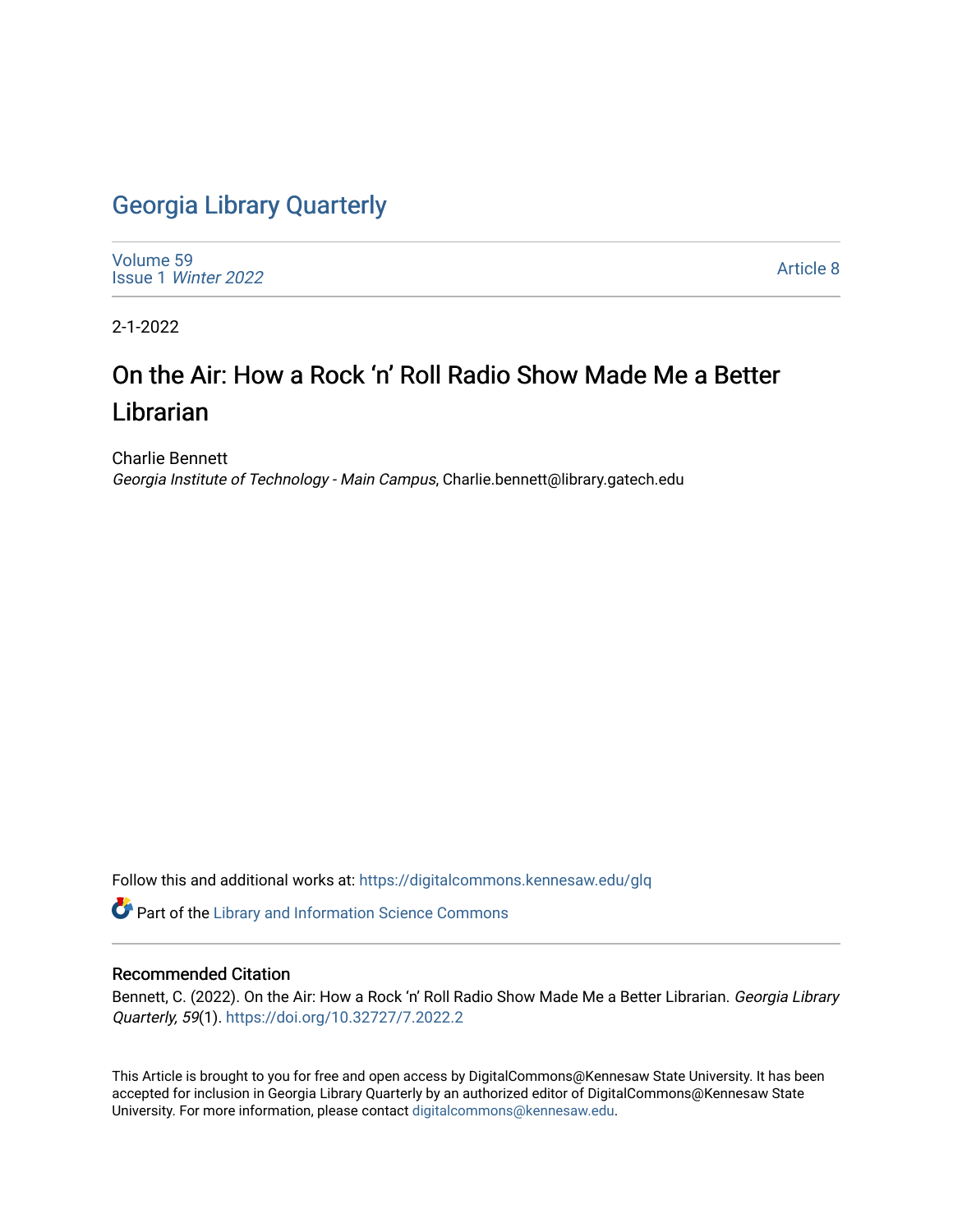# Georgia Library Quarterly

Volume 59
Issue 1 *Winter 2022*

Article 8

2-1-2022

## On the Air: How a Rock 'n' Roll Radio Show Made Me a Better Librarian

Charlie Bennett
*Georgia Institute of Technology - Main Campus*, Charlie.bennett@library.gatech.edu

Follow this and additional works at: https://digitalcommons.kennesaw.edu/glq

Part of the Library and Information Science Commons

### Recommended Citation

Bennett, C. (2022). On the Air: How a Rock 'n' Roll Radio Show Made Me a Better Librarian. *Georgia Library Quarterly, 59*(1). https://doi.org/10.32727/7.2022.2

This Article is brought to you for free and open access by DigitalCommons@Kennesaw State University. It has been accepted for inclusion in Georgia Library Quarterly by an authorized editor of DigitalCommons@Kennesaw State University. For more information, please contact digitalcommons@kennesaw.edu.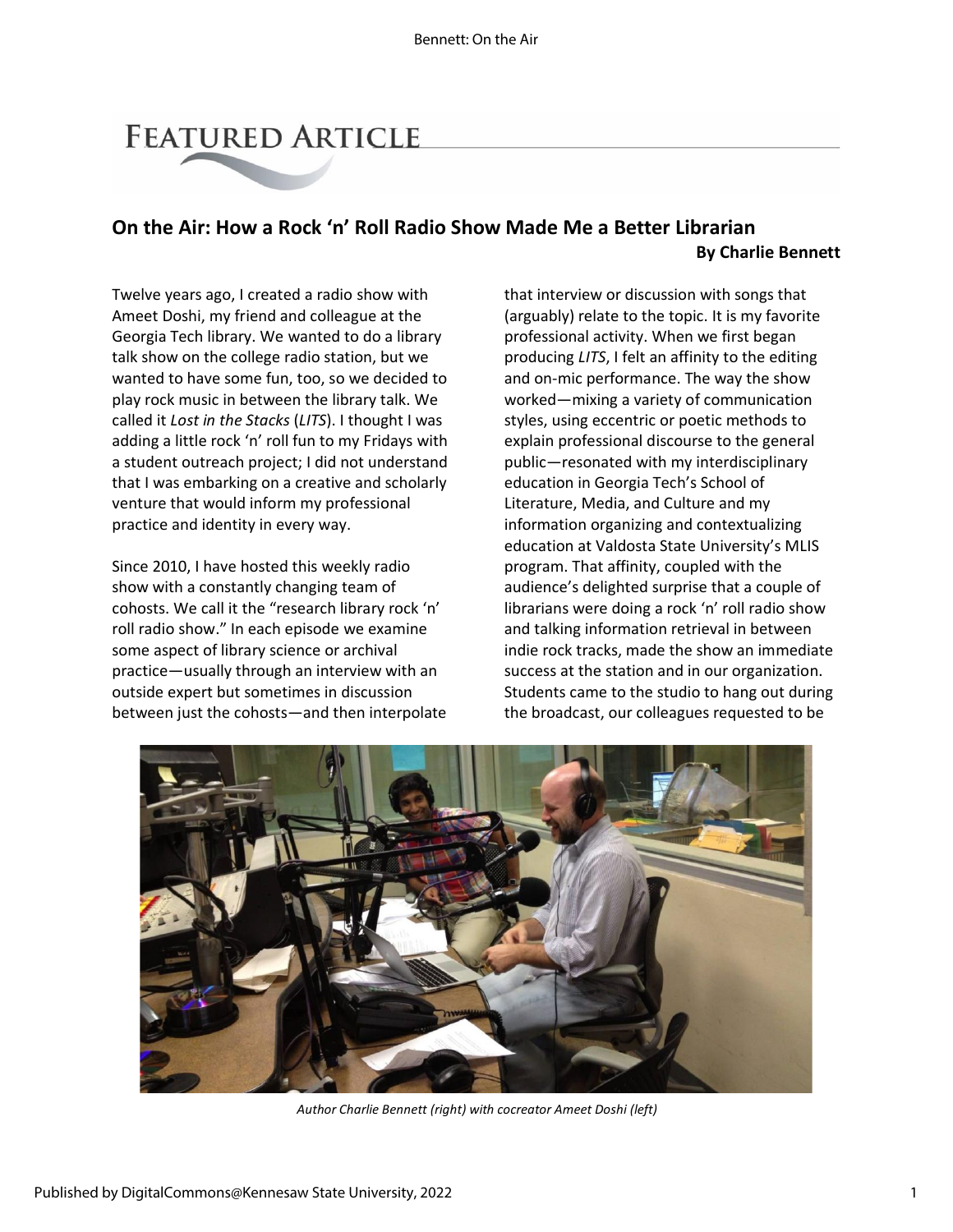# Featured Article

## On the Air: How a Rock 'n' Roll Radio Show Made Me a Better Librarian

**By Charlie Bennett**

Twelve years ago, I created a radio show with Ameet Doshi, my friend and colleague at the Georgia Tech library. We wanted to do a library talk show on the college radio station, but we wanted to have some fun, too, so we decided to play rock music in between the library talk. We called it *Lost in the Stacks* (*LITS*). I thought I was adding a little rock 'n' roll fun to my Fridays with a student outreach project; I did not understand that I was embarking on a creative and scholarly venture that would inform my professional practice and identity in every way.

Since 2010, I have hosted this weekly radio show with a constantly changing team of cohosts. We call it the "research library rock 'n' roll radio show." In each episode we examine some aspect of library science or archival practice—usually through an interview with an outside expert but sometimes in discussion between just the cohosts—and then interpolate that interview or discussion with songs that (arguably) relate to the topic. It is my favorite professional activity. When we first began producing *LITS*, I felt an affinity to the editing and on-mic performance. The way the show worked—mixing a variety of communication styles, using eccentric or poetic methods to explain professional discourse to the general public—resonated with my interdisciplinary education in Georgia Tech's School of Literature, Media, and Culture and my information organizing and contextualizing education at Valdosta State University's MLIS program. That affinity, coupled with the audience's delighted surprise that a couple of librarians were doing a rock 'n' roll radio show and talking information retrieval in between indie rock tracks, made the show an immediate success at the station and in our organization. Students came to the studio to hang out during the broadcast, our colleagues requested to be

*Author Charlie Bennett (right) with cocreator Ameet Doshi (left)*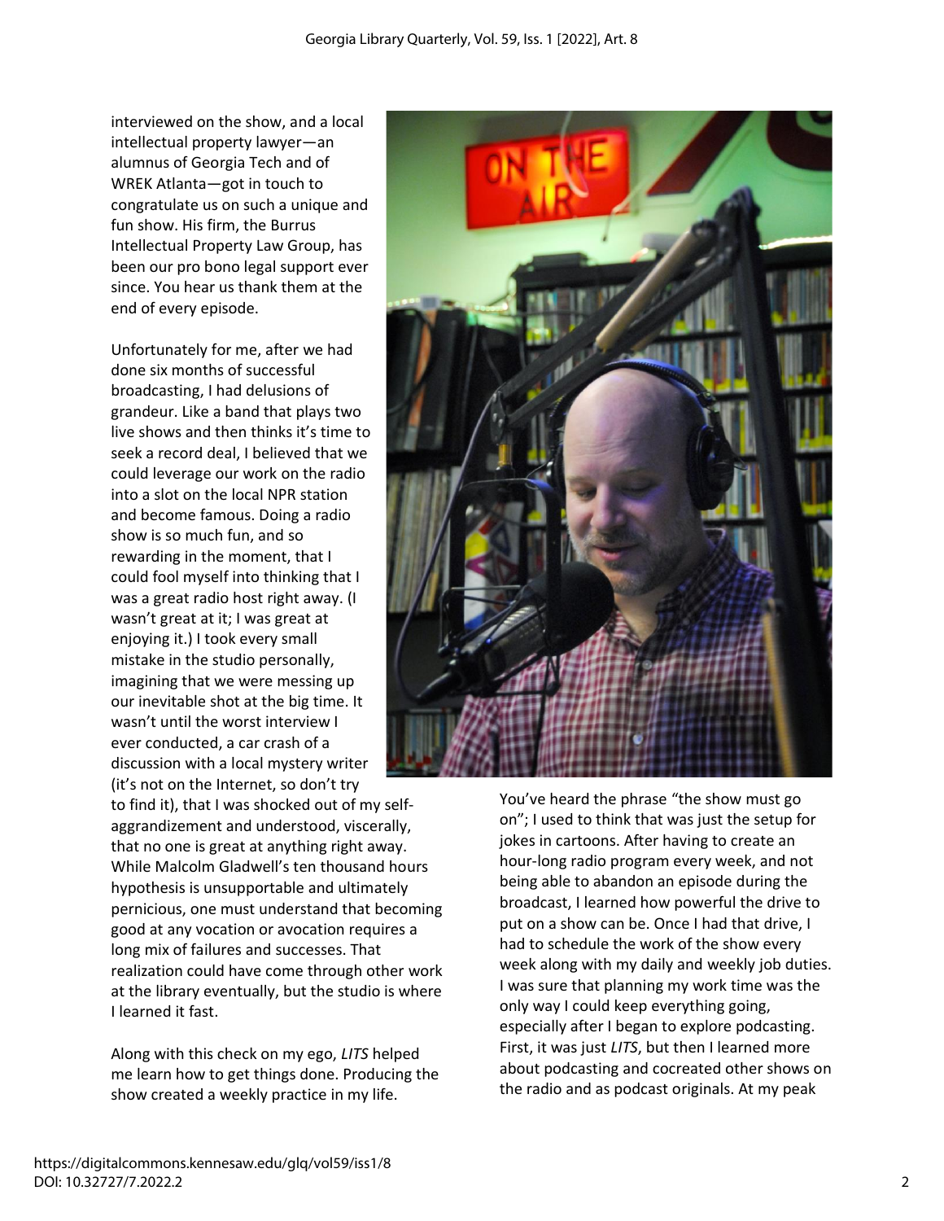interviewed on the show, and a local intellectual property lawyer—an alumnus of Georgia Tech and of WREK Atlanta—got in touch to congratulate us on such a unique and fun show. His firm, the Burrus Intellectual Property Law Group, has been our pro bono legal support ever since. You hear us thank them at the end of every episode.

Unfortunately for me, after we had done six months of successful broadcasting, I had delusions of grandeur. Like a band that plays two live shows and then thinks it's time to seek a record deal, I believed that we could leverage our work on the radio into a slot on the local NPR station and become famous. Doing a radio show is so much fun, and so rewarding in the moment, that I could fool myself into thinking that I was a great radio host right away. (I wasn't great at it; I was great at enjoying it.) I took every small mistake in the studio personally, imagining that we were messing up our inevitable shot at the big time. It wasn't until the worst interview I ever conducted, a car crash of a discussion with a local mystery writer (it's not on the Internet, so don't try to find it), that I was shocked out of my self-aggrandizement and understood, viscerally, that no one is great at anything right away. While Malcolm Gladwell's ten thousand hours hypothesis is unsupportable and ultimately pernicious, one must understand that becoming good at any vocation or avocation requires a long mix of failures and successes. That realization could have come through other work at the library eventually, but the studio is where I learned it fast.

Along with this check on my ego, *LITS* helped me learn how to get things done. Producing the show created a weekly practice in my life. You've heard the phrase "the show must go on"; I used to think that was just the setup for jokes in cartoons. After having to create an hour-long radio program every week, and not being able to abandon an episode during the broadcast, I learned how powerful the drive to put on a show can be. Once I had that drive, I had to schedule the work of the show every week along with my daily and weekly job duties. I was sure that planning my work time was the only way I could keep everything going, especially after I began to explore podcasting. First, it was just *LITS*, but then I learned more about podcasting and cocreated other shows on the radio and as podcast originals. At my peak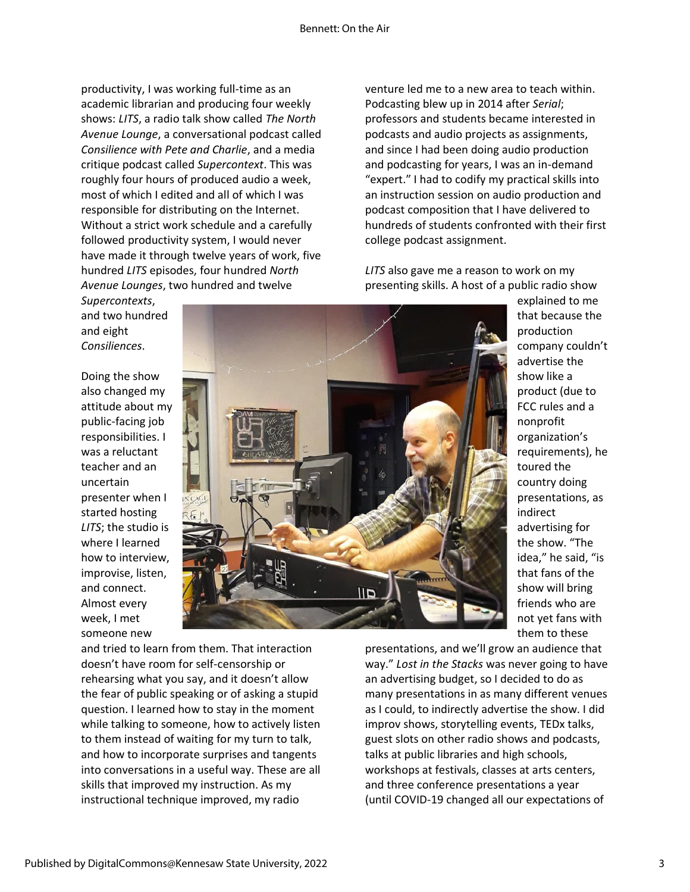productivity, I was working full-time as an academic librarian and producing four weekly shows: *LITS*, a radio talk show called *The North Avenue Lounge*, a conversational podcast called *Consilience with Pete and Charlie*, and a media critique podcast called *Supercontext*. This was roughly four hours of produced audio a week, most of which I edited and all of which I was responsible for distributing on the Internet. Without a strict work schedule and a carefully followed productivity system, I would never have made it through twelve years of work, five hundred *LITS* episodes, four hundred *North Avenue Lounges*, two hundred and twelve *Supercontexts*, and two hundred and eight *Consiliences*.

Doing the show also changed my attitude about my public-facing job responsibilities. I was a reluctant teacher and an uncertain presenter when I started hosting *LITS*; the studio is where I learned how to interview, improvise, listen, and connect. Almost every week, I met someone new and tried to learn from them. That interaction doesn't have room for self-censorship or rehearsing what you say, and it doesn't allow the fear of public speaking or of asking a stupid question. I learned how to stay in the moment while talking to someone, how to actively listen to them instead of waiting for my turn to talk, and how to incorporate surprises and tangents into conversations in a useful way. These are all skills that improved my instruction. As my instructional technique improved, my radio venture led me to a new area to teach within. Podcasting blew up in 2014 after *Serial*; professors and students became interested in podcasts and audio projects as assignments, and since I had been doing audio production and podcasting for years, I was an in-demand "expert." I had to codify my practical skills into an instruction session on audio production and podcast composition that I have delivered to hundreds of students confronted with their first college podcast assignment.

*LITS* also gave me a reason to work on my presenting skills. A host of a public radio show explained to me that because the production company couldn't advertise the show like a product (due to FCC rules and a nonprofit organization's requirements), he toured the country doing presentations, as indirect advertising for the show. "The idea," he said, "is that fans of the show will bring friends who are not yet fans with them to these presentations, and we'll grow an audience that way." *Lost in the Stacks* was never going to have an advertising budget, so I decided to do as many presentations in as many different venues as I could, to indirectly advertise the show. I did improv shows, storytelling events, TEDx talks, guest slots on other radio shows and podcasts, talks at public libraries and high schools, workshops at festivals, classes at arts centers, and three conference presentations a year (until COVID-19 changed all our expectations of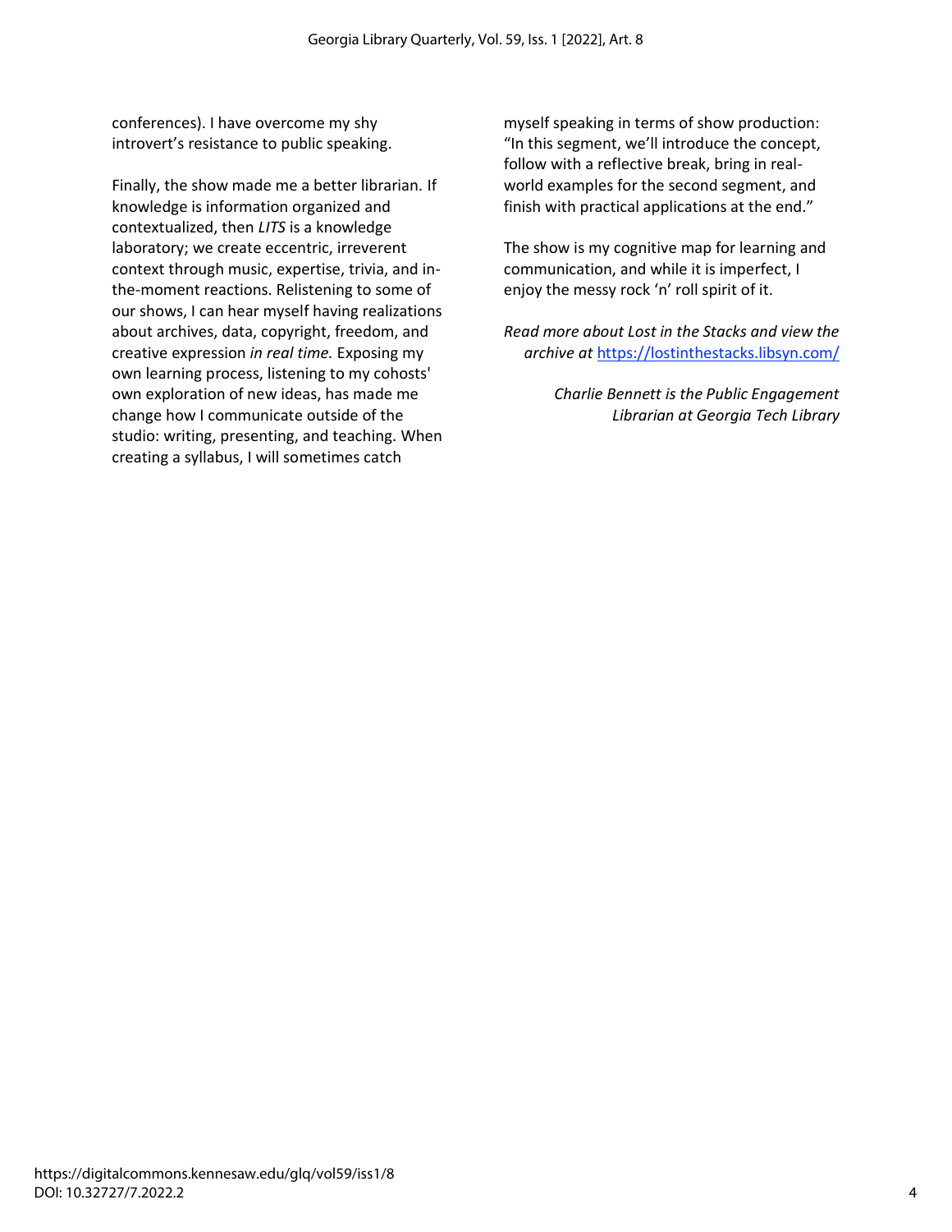conferences). I have overcome my shy introvert's resistance to public speaking.

Finally, the show made me a better librarian. If knowledge is information organized and contextualized, then *LITS* is a knowledge laboratory; we create eccentric, irreverent context through music, expertise, trivia, and in-the-moment reactions. Relistening to some of our shows, I can hear myself having realizations about archives, data, copyright, freedom, and creative expression *in real time.* Exposing my own learning process, listening to my cohosts' own exploration of new ideas, has made me change how I communicate outside of the studio: writing, presenting, and teaching. When creating a syllabus, I will sometimes catch myself speaking in terms of show production: "In this segment, we'll introduce the concept, follow with a reflective break, bring in real-world examples for the second segment, and finish with practical applications at the end."

The show is my cognitive map for learning and communication, and while it is imperfect, I enjoy the messy rock 'n' roll spirit of it.

*Read more about Lost in the Stacks and view the archive at* https://lostinthestacks.libsyn.com/

*Charlie Bennett is the Public Engagement Librarian at Georgia Tech Library*